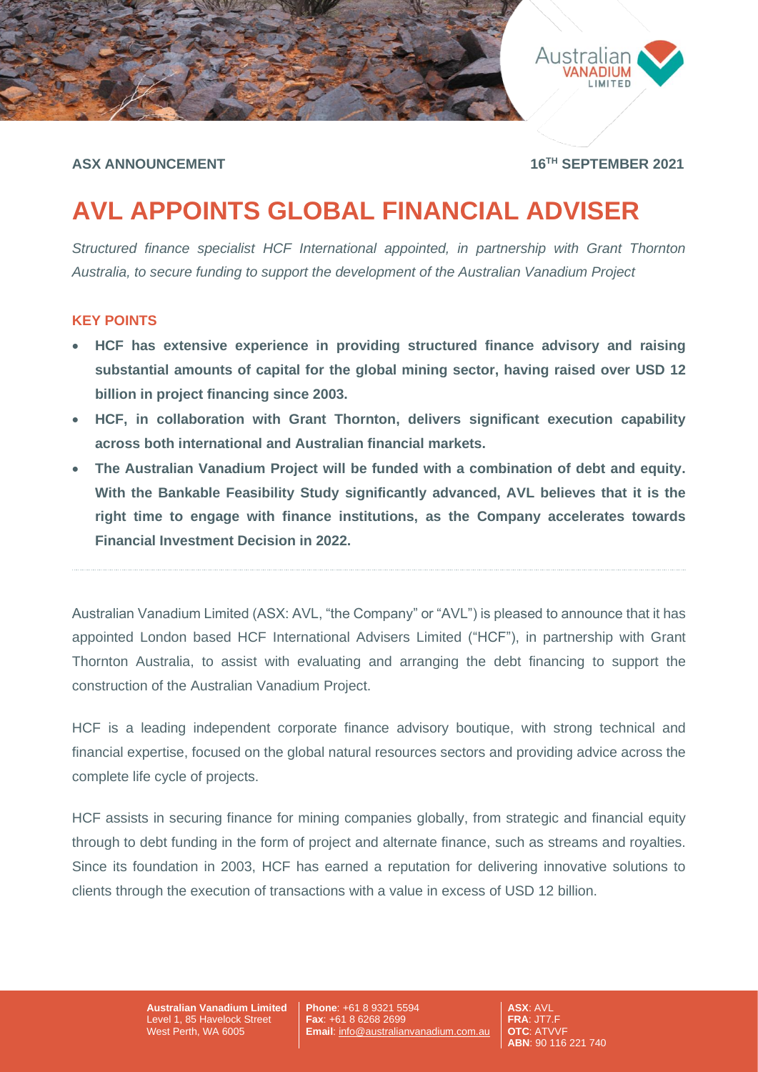**ASX ANNOUNCEMENT** **16TH SEPTEMBER 2021**

# AVL APPOINTS GLOBAL FINANCIAL ADVISER

*Structured finance specialist HCF International appointed, in partnership with Grant Thornton Australia, to secure funding to support the development of the Australian Vanadium Project*

## KEY POINTS

- **HCF has extensive experience in providing structured finance advisory and raising substantial amounts of capital for the global mining sector, having raised over USD 12 billion in project financing since 2003.**
- **HCF, in collaboration with Grant Thornton, delivers significant execution capability across both international and Australian financial markets.**
- **The Australian Vanadium Project will be funded with a combination of debt and equity. With the Bankable Feasibility Study significantly advanced, AVL believes that it is the right time to engage with finance institutions, as the Company accelerates towards Financial Investment Decision in 2022.**

---

Australian Vanadium Limited (ASX: AVL, "the Company" or "AVL") is pleased to announce that it has appointed London based HCF International Advisers Limited ("HCF"), in partnership with Grant Thornton Australia, to assist with evaluating and arranging the debt financing to support the construction of the Australian Vanadium Project.

HCF is a leading independent corporate finance advisory boutique, with strong technical and financial expertise, focused on the global natural resources sectors and providing advice across the complete life cycle of projects.

HCF assists in securing finance for mining companies globally, from strategic and financial equity through to debt funding in the form of project and alternate finance, such as streams and royalties. Since its foundation in 2003, HCF has earned a reputation for delivering innovative solutions to clients through the execution of transactions with a value in excess of USD 12 billion.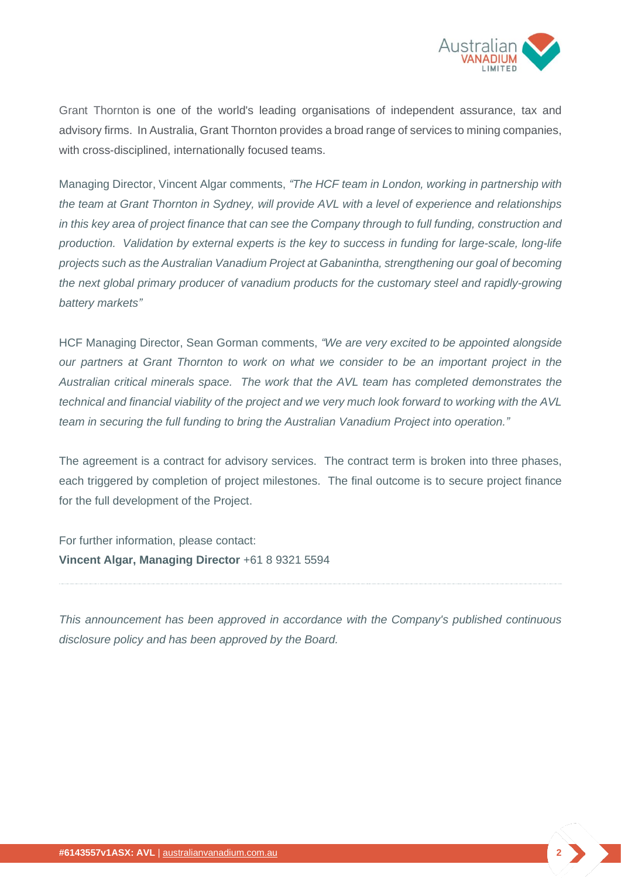Grant Thornton is one of the world's leading organisations of independent assurance, tax and advisory firms. In Australia, Grant Thornton provides a broad range of services to mining companies, with cross-disciplined, internationally focused teams.

Managing Director, Vincent Algar comments, *"The HCF team in London, working in partnership with the team at Grant Thornton in Sydney, will provide AVL with a level of experience and relationships in this key area of project finance that can see the Company through to full funding, construction and production. Validation by external experts is the key to success in funding for large-scale, long-life projects such as the Australian Vanadium Project at Gabanintha, strengthening our goal of becoming the next global primary producer of vanadium products for the customary steel and rapidly-growing battery markets"*

HCF Managing Director, Sean Gorman comments, *"We are very excited to be appointed alongside our partners at Grant Thornton to work on what we consider to be an important project in the Australian critical minerals space. The work that the AVL team has completed demonstrates the technical and financial viability of the project and we very much look forward to working with the AVL team in securing the full funding to bring the Australian Vanadium Project into operation."*

The agreement is a contract for advisory services. The contract term is broken into three phases, each triggered by completion of project milestones. The final outcome is to secure project finance for the full development of the Project.

For further information, please contact:
**Vincent Algar, Managing Director** +61 8 9321 5594

---

*This announcement has been approved in accordance with the Company's published continuous disclosure policy and has been approved by the Board.*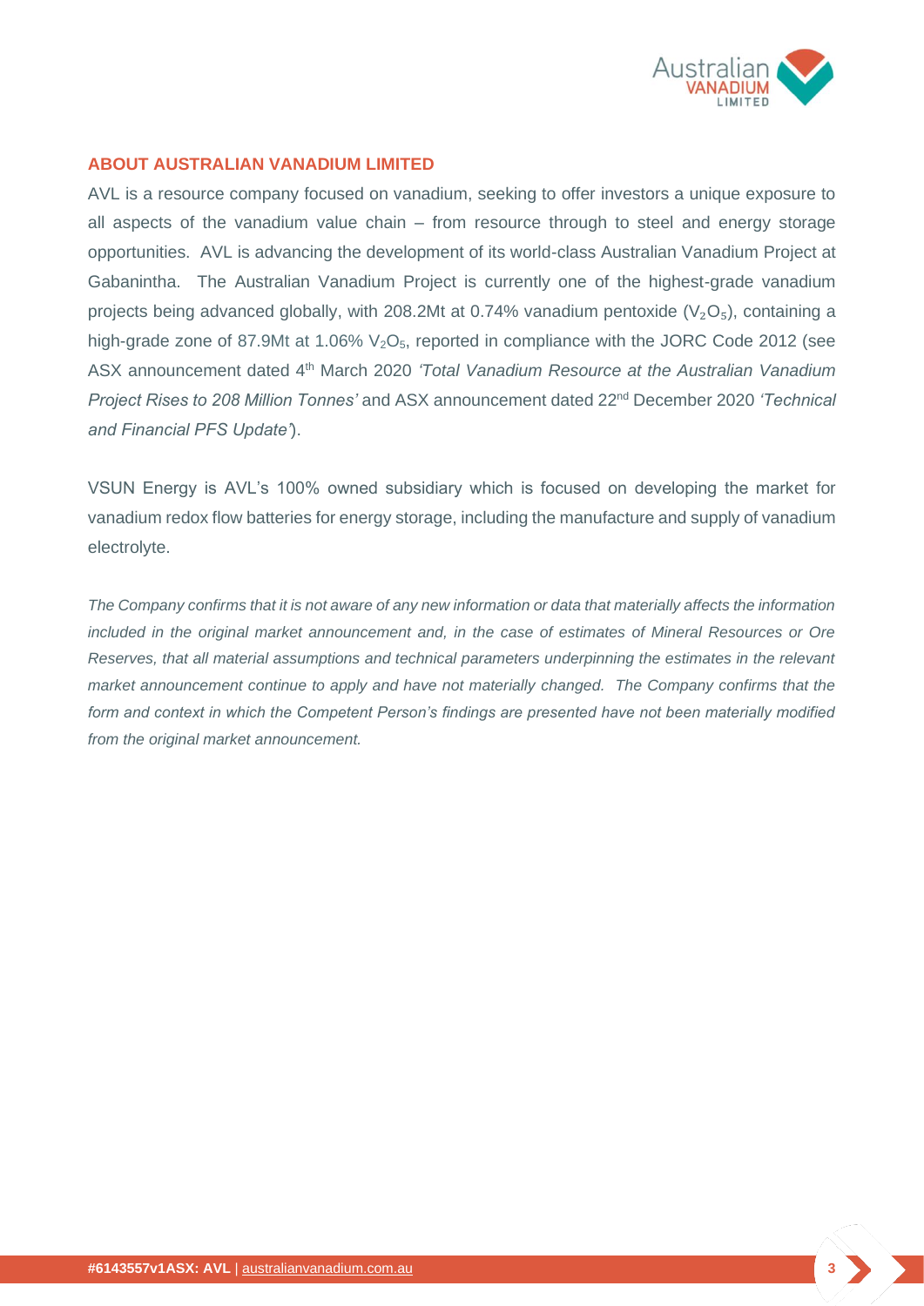## ABOUT AUSTRALIAN VANADIUM LIMITED

AVL is a resource company focused on vanadium, seeking to offer investors a unique exposure to all aspects of the vanadium value chain – from resource through to steel and energy storage opportunities. AVL is advancing the development of its world-class Australian Vanadium Project at Gabanintha. The Australian Vanadium Project is currently one of the highest-grade vanadium projects being advanced globally, with 208.2Mt at 0.74% vanadium pentoxide ($V_2O_5$), containing a high-grade zone of 87.9Mt at 1.06% $V_2O_5$, reported in compliance with the JORC Code 2012 (see ASX announcement dated 4th March 2020 *'Total Vanadium Resource at the Australian Vanadium Project Rises to 208 Million Tonnes'* and ASX announcement dated 22nd December 2020 *'Technical and Financial PFS Update'*).

VSUN Energy is AVL's 100% owned subsidiary which is focused on developing the market for vanadium redox flow batteries for energy storage, including the manufacture and supply of vanadium electrolyte.

*The Company confirms that it is not aware of any new information or data that materially affects the information included in the original market announcement and, in the case of estimates of Mineral Resources or Ore Reserves, that all material assumptions and technical parameters underpinning the estimates in the relevant market announcement continue to apply and have not materially changed. The Company confirms that the form and context in which the Competent Person's findings are presented have not been materially modified from the original market announcement.*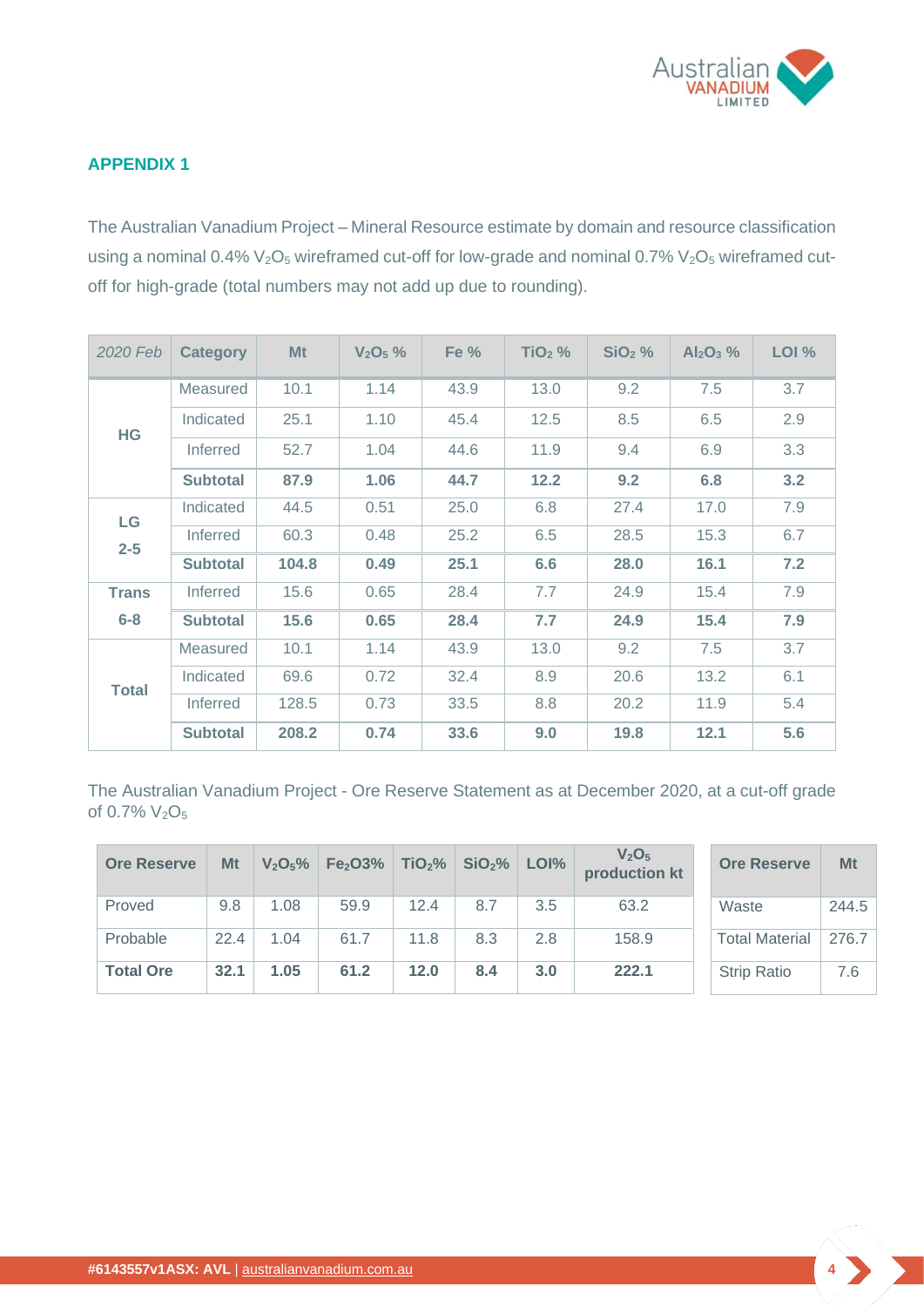## APPENDIX 1

The Australian Vanadium Project – Mineral Resource estimate by domain and resource classification using a nominal 0.4% $V_2O_5$ wireframed cut-off for low-grade and nominal 0.7% $V_2O_5$ wireframed cut-off for high-grade (total numbers may not add up due to rounding).

| *2020 Feb* | Category | Mt | $V_2O_5$ % | Fe % | $TiO_2$ % | $SiO_2$ % | $Al_2O_3$ % | LOI % |
|---|---|---|---|---|---|---|---|---|
| **HG** | Measured | 10.1 | 1.14 | 43.9 | 13.0 | 9.2 | 7.5 | 3.7 |
| | Indicated | 25.1 | 1.10 | 45.4 | 12.5 | 8.5 | 6.5 | 2.9 |
| | Inferred | 52.7 | 1.04 | 44.6 | 11.9 | 9.4 | 6.9 | 3.3 |
| | **Subtotal** | **87.9** | **1.06** | **44.7** | **12.2** | **9.2** | **6.8** | **3.2** |
| **LG 2-5** | Indicated | 44.5 | 0.51 | 25.0 | 6.8 | 27.4 | 17.0 | 7.9 |
| | Inferred | 60.3 | 0.48 | 25.2 | 6.5 | 28.5 | 15.3 | 6.7 |
| | **Subtotal** | **104.8** | **0.49** | **25.1** | **6.6** | **28.0** | **16.1** | **7.2** |
| **Trans 6-8** | Inferred | 15.6 | 0.65 | 28.4 | 7.7 | 24.9 | 15.4 | 7.9 |
| | **Subtotal** | **15.6** | **0.65** | **28.4** | **7.7** | **24.9** | **15.4** | **7.9** |
| **Total** | Measured | 10.1 | 1.14 | 43.9 | 13.0 | 9.2 | 7.5 | 3.7 |
| | Indicated | 69.6 | 0.72 | 32.4 | 8.9 | 20.6 | 13.2 | 6.1 |
| | Inferred | 128.5 | 0.73 | 33.5 | 8.8 | 20.2 | 11.9 | 5.4 |
| | **Subtotal** | **208.2** | **0.74** | **33.6** | **9.0** | **19.8** | **12.1** | **5.6** |

The Australian Vanadium Project - Ore Reserve Statement as at December 2020, at a cut-off grade of 0.7% $V_2O_5$

| Ore Reserve | Mt | $V_2O_5$% | $Fe_2O3$% | $TiO_2$% | $SiO_2$% | LOI% | $V_2O_5$ production kt |
|---|---|---|---|---|---|---|---|
| Proved | 9.8 | 1.08 | 59.9 | 12.4 | 8.7 | 3.5 | 63.2 |
| Probable | 22.4 | 1.04 | 61.7 | 11.8 | 8.3 | 2.8 | 158.9 |
| **Total Ore** | **32.1** | **1.05** | **61.2** | **12.0** | **8.4** | **3.0** | **222.1** |

| Ore Reserve | Mt |
|---|---|
| Waste | 244.5 |
| Total Material | 276.7 |
| Strip Ratio | 7.6 |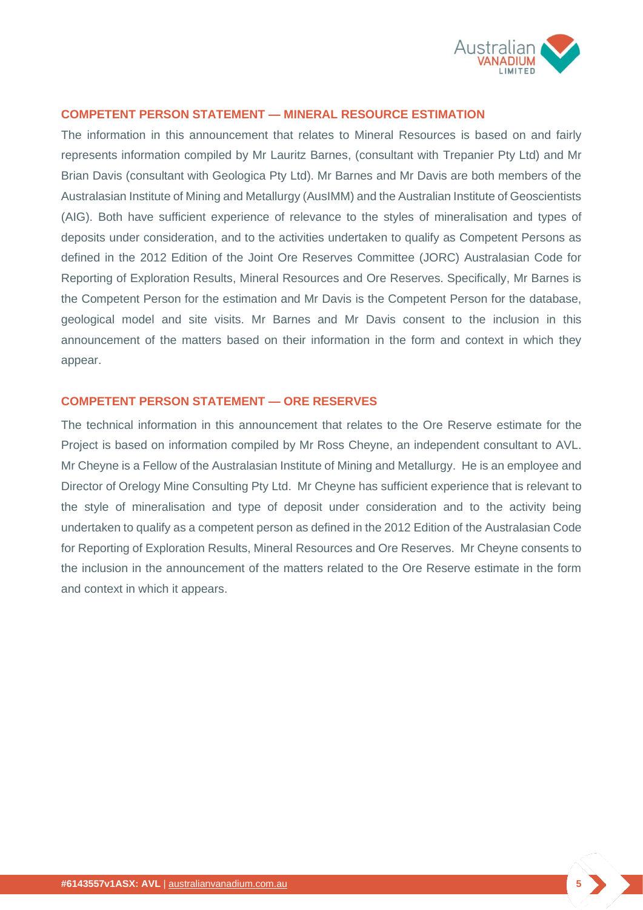## COMPETENT PERSON STATEMENT — MINERAL RESOURCE ESTIMATION

The information in this announcement that relates to Mineral Resources is based on and fairly represents information compiled by Mr Lauritz Barnes, (consultant with Trepanier Pty Ltd) and Mr Brian Davis (consultant with Geologica Pty Ltd). Mr Barnes and Mr Davis are both members of the Australasian Institute of Mining and Metallurgy (AusIMM) and the Australian Institute of Geoscientists (AIG). Both have sufficient experience of relevance to the styles of mineralisation and types of deposits under consideration, and to the activities undertaken to qualify as Competent Persons as defined in the 2012 Edition of the Joint Ore Reserves Committee (JORC) Australasian Code for Reporting of Exploration Results, Mineral Resources and Ore Reserves. Specifically, Mr Barnes is the Competent Person for the estimation and Mr Davis is the Competent Person for the database, geological model and site visits. Mr Barnes and Mr Davis consent to the inclusion in this announcement of the matters based on their information in the form and context in which they appear.

## COMPETENT PERSON STATEMENT — ORE RESERVES

The technical information in this announcement that relates to the Ore Reserve estimate for the Project is based on information compiled by Mr Ross Cheyne, an independent consultant to AVL. Mr Cheyne is a Fellow of the Australasian Institute of Mining and Metallurgy. He is an employee and Director of Orelogy Mine Consulting Pty Ltd. Mr Cheyne has sufficient experience that is relevant to the style of mineralisation and type of deposit under consideration and to the activity being undertaken to qualify as a competent person as defined in the 2012 Edition of the Australasian Code for Reporting of Exploration Results, Mineral Resources and Ore Reserves. Mr Cheyne consents to the inclusion in the announcement of the matters related to the Ore Reserve estimate in the form and context in which it appears.